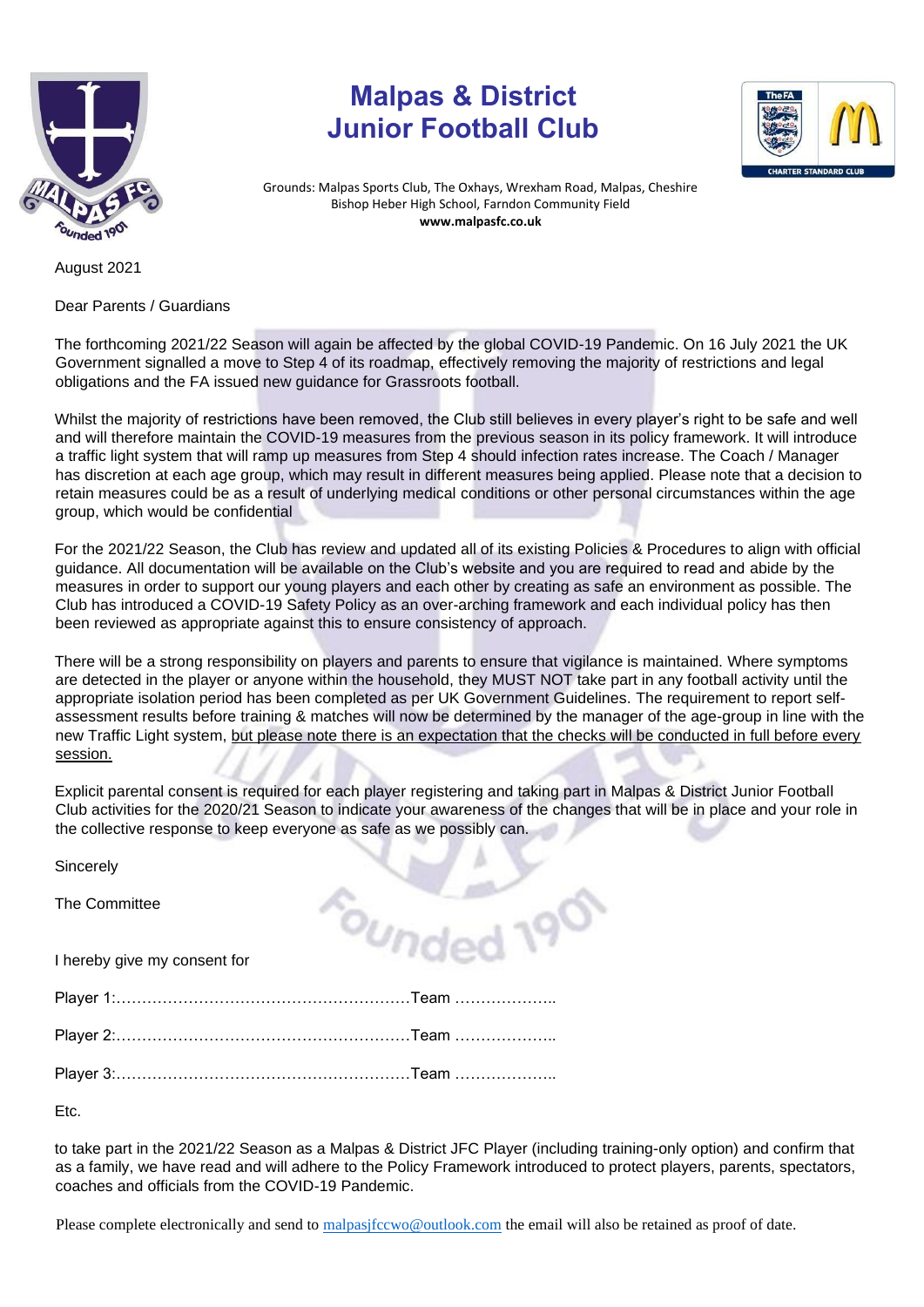# Malpas & District Junior Football Club

Grounds: Malpas Sports Club, The Oxhays, Wrexham Road, Malpas, Cheshire
Bishop Heber High School, Farndon Community Field
**www.malpasfc.co.uk**

August 2021

Dear Parents / Guardians

The forthcoming 2021/22 Season will again be affected by the global COVID-19 Pandemic. On 16 July 2021 the UK Government signalled a move to Step 4 of its roadmap, effectively removing the majority of restrictions and legal obligations and the FA issued new guidance for Grassroots football.

Whilst the majority of restrictions have been removed, the Club still believes in every player's right to be safe and well and will therefore maintain the COVID-19 measures from the previous season in its policy framework. It will introduce a traffic light system that will ramp up measures from Step 4 should infection rates increase. The Coach / Manager has discretion at each age group, which may result in different measures being applied. Please note that a decision to retain measures could be as a result of underlying medical conditions or other personal circumstances within the age group, which would be confidential

For the 2021/22 Season, the Club has review and updated all of its existing Policies & Procedures to align with official guidance. All documentation will be available on the Club's website and you are required to read and abide by the measures in order to support our young players and each other by creating as safe an environment as possible. The Club has introduced a COVID-19 Safety Policy as an over-arching framework and each individual policy has then been reviewed as appropriate against this to ensure consistency of approach.

There will be a strong responsibility on players and parents to ensure that vigilance is maintained. Where symptoms are detected in the player or anyone within the household, they MUST NOT take part in any football activity until the appropriate isolation period has been completed as per UK Government Guidelines. The requirement to report self-assessment results before training & matches will now be determined by the manager of the age-group in line with the new Traffic Light system, <u>but please note there is an expectation that the checks will be conducted in full before every session.</u>

Explicit parental consent is required for each player registering and taking part in Malpas & District Junior Football Club activities for the 2020/21 Season to indicate your awareness of the changes that will be in place and your role in the collective response to keep everyone as safe as we possibly can.

Sincerely

The Committee

I hereby give my consent for

Player 1:…………………………………………………Team ………………..

Player 2:…………………………………………………Team ………………..

Player 3:…………………………………………………Team ………………..

Etc.

to take part in the 2021/22 Season as a Malpas & District JFC Player (including training-only option) and confirm that as a family, we have read and will adhere to the Policy Framework introduced to protect players, parents, spectators, coaches and officials from the COVID-19 Pandemic.

Please complete electronically and send to malpasjfccwo@outlook.com the email will also be retained as proof of date.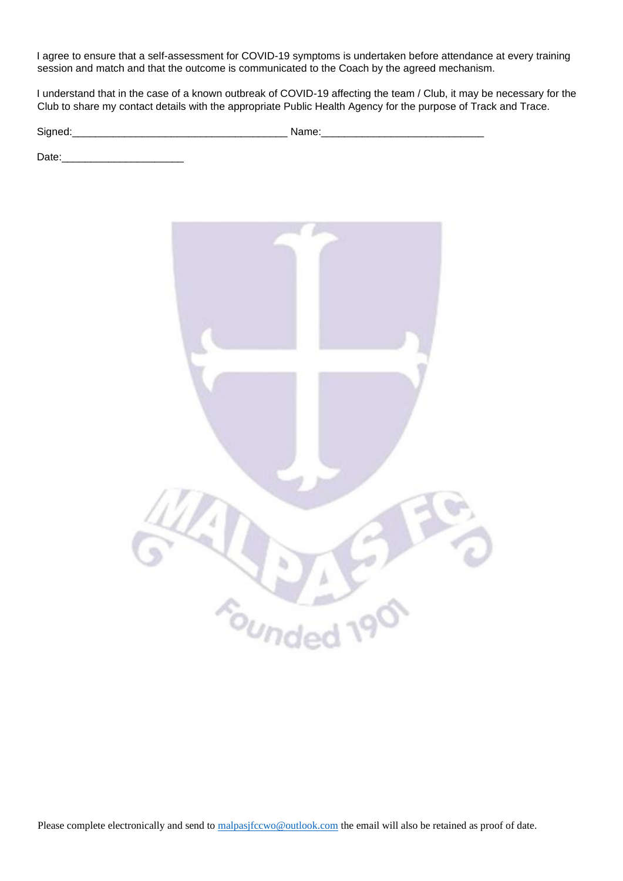I agree to ensure that a self-assessment for COVID-19 symptoms is undertaken before attendance at every training session and match and that the outcome is communicated to the Coach by the agreed mechanism.

I understand that in the case of a known outbreak of COVID-19 affecting the team / Club, it may be necessary for the Club to share my contact details with the appropriate Public Health Agency for the purpose of Track and Trace.

Signed:_____________________________________ Name:____________________________

Date:_____________________

Please complete electronically and send to malpasjfccwo@outlook.com the email will also be retained as proof of date.